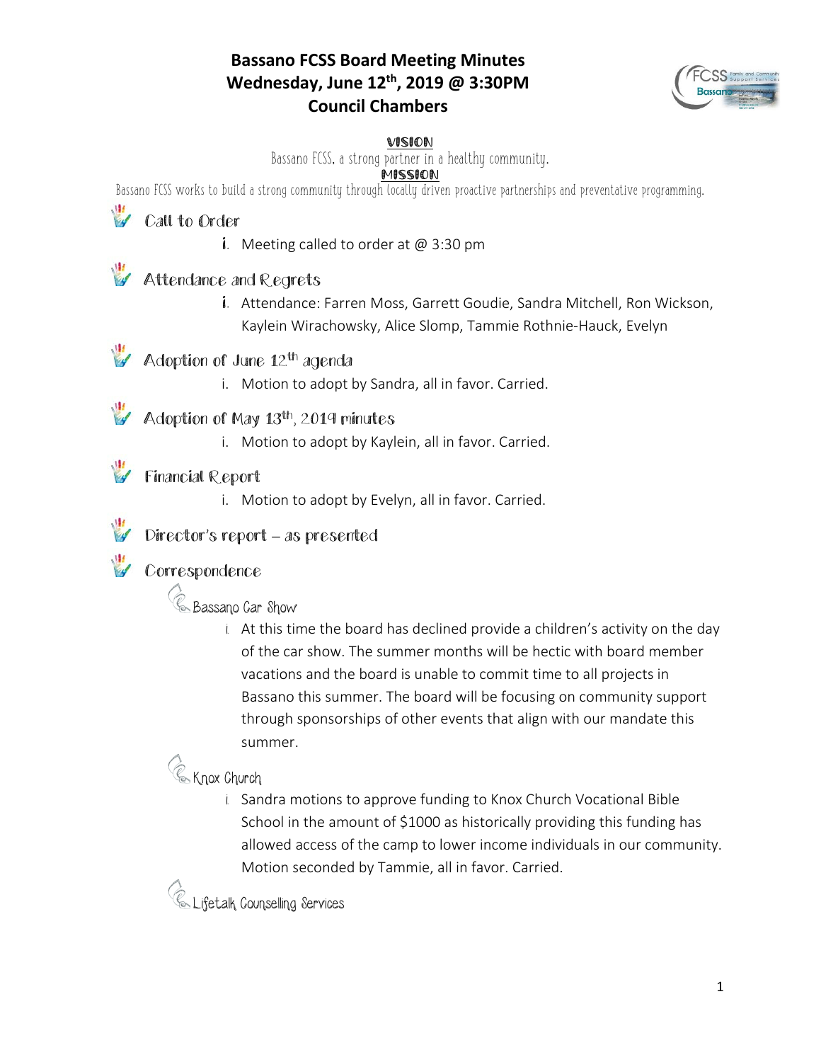# Bassano FCSS Board Meeting Minutes
## Wednesday, June 12th, 2019 @ 3:30PM
## Council Chambers

**VISION**

Bassano FCSS, a strong partner in a healthy community.

**MISSION**

Bassano FCSS works to build a strong community through locally driven proactive partnerships and preventative programming.

### Call to Order

i. Meeting called to order at @ 3:30 pm

### Attendance and Regrets

i. Attendance: Farren Moss, Garrett Goudie, Sandra Mitchell, Ron Wickson, Kaylein Wirachowsky, Alice Slomp, Tammie Rothnie-Hauck, Evelyn

### Adoption of June 12th agenda

i. Motion to adopt by Sandra, all in favor. Carried.

### Adoption of May 13th, 2019 minutes

i. Motion to adopt by Kaylein, all in favor. Carried.

### Financial Report

i. Motion to adopt by Evelyn, all in favor. Carried.

### Director's report – as presented

### Correspondence

#### Bassano Car Show

i. At this time the board has declined provide a children's activity on the day of the car show. The summer months will be hectic with board member vacations and the board is unable to commit time to all projects in Bassano this summer. The board will be focusing on community support through sponsorships of other events that align with our mandate this summer.

#### Knox Church

i. Sandra motions to approve funding to Knox Church Vocational Bible School in the amount of $1000 as historically providing this funding has allowed access of the camp to lower income individuals in our community. Motion seconded by Tammie, all in favor. Carried.

#### Lifetalk Counselling Services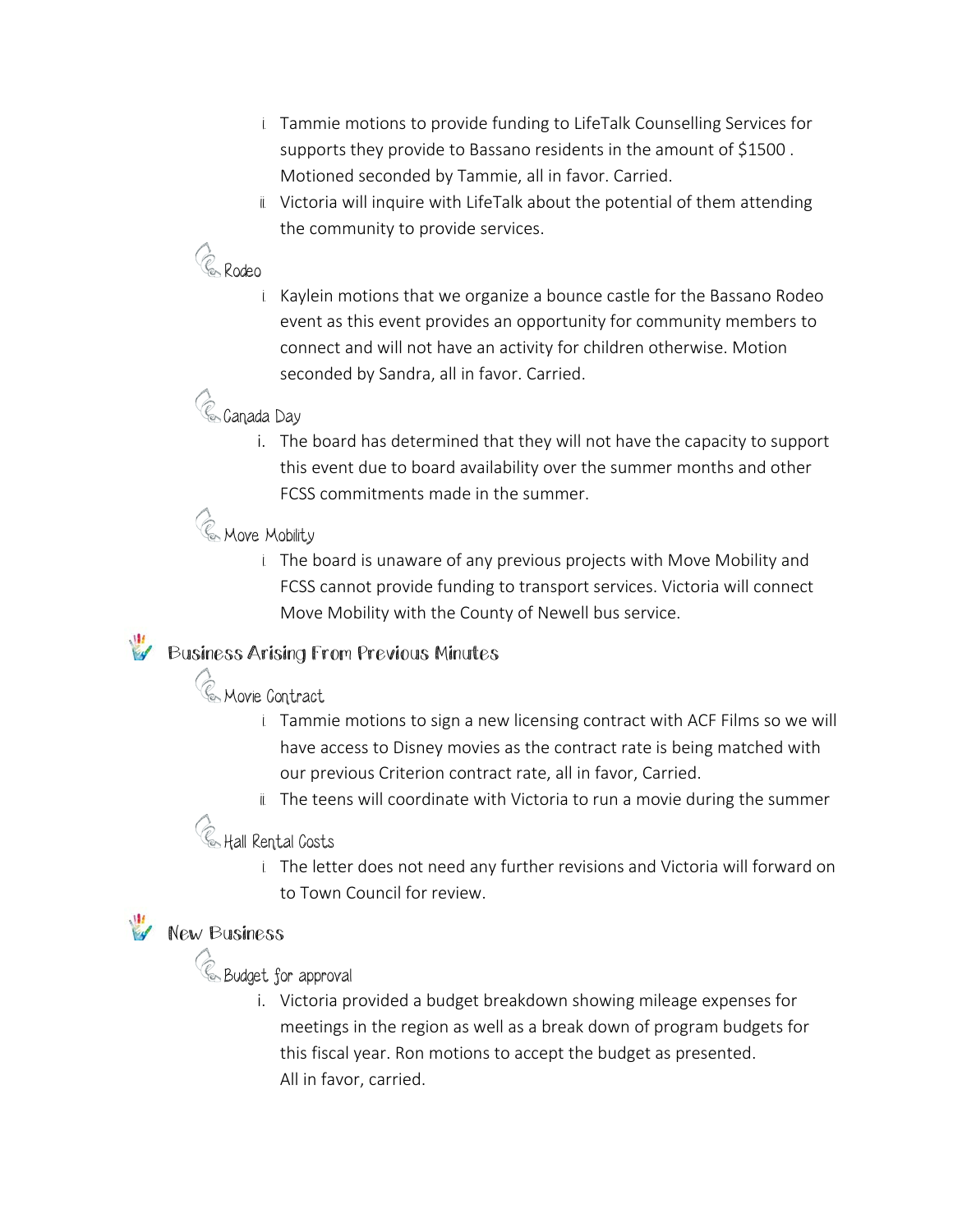i. Tammie motions to provide funding to LifeTalk Counselling Services for supports they provide to Bassano residents in the amount of $1500 . Motioned seconded by Tammie, all in favor. Carried.

ii. Victoria will inquire with LifeTalk about the potential of them attending the community to provide services.

### Rodeo

i. Kaylein motions that we organize a bounce castle for the Bassano Rodeo event as this event provides an opportunity for community members to connect and will not have an activity for children otherwise. Motion seconded by Sandra, all in favor. Carried.

### Canada Day

i. The board has determined that they will not have the capacity to support this event due to board availability over the summer months and other FCSS commitments made in the summer.

### Move Mobility

i. The board is unaware of any previous projects with Move Mobility and FCSS cannot provide funding to transport services. Victoria will connect Move Mobility with the County of Newell bus service.

## Business Arising From Previous Minutes

### Movie Contract

i. Tammie motions to sign a new licensing contract with ACF Films so we will have access to Disney movies as the contract rate is being matched with our previous Criterion contract rate, all in favor, Carried.

ii. The teens will coordinate with Victoria to run a movie during the summer

### Hall Rental Costs

i. The letter does not need any further revisions and Victoria will forward on to Town Council for review.

## New Business

### Budget for approval

i. Victoria provided a budget breakdown showing mileage expenses for meetings in the region as well as a break down of program budgets for this fiscal year. Ron motions to accept the budget as presented. All in favor, carried.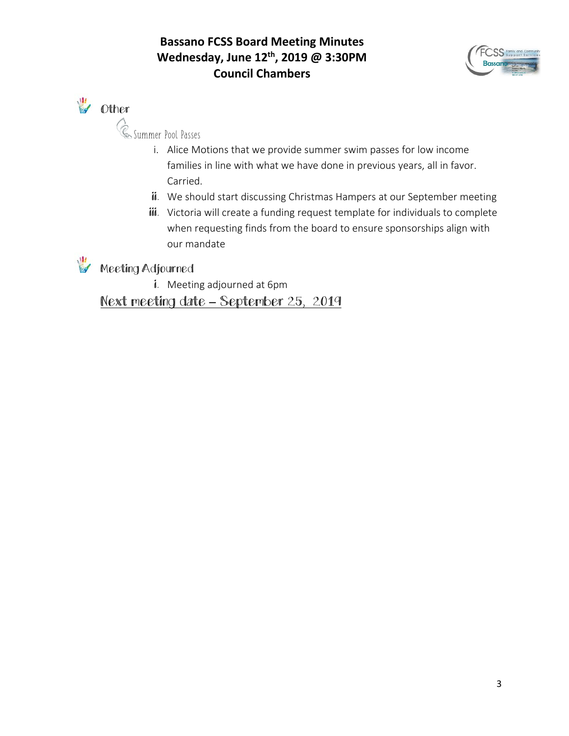# Bassano FCSS Board Meeting Minutes
# Wednesday, June 12th, 2019 @ 3:30PM
# Council Chambers

## Other

### Summer Pool Passes

i. Alice Motions that we provide summer swim passes for low income families in line with what we have done in previous years, all in favor. Carried.

ii. We should start discussing Christmas Hampers at our September meeting

iii. Victoria will create a funding request template for individuals to complete when requesting finds from the board to ensure sponsorships align with our mandate

## Meeting Adjourned

i. Meeting adjourned at 6pm

Next meeting date – September 25, 2019